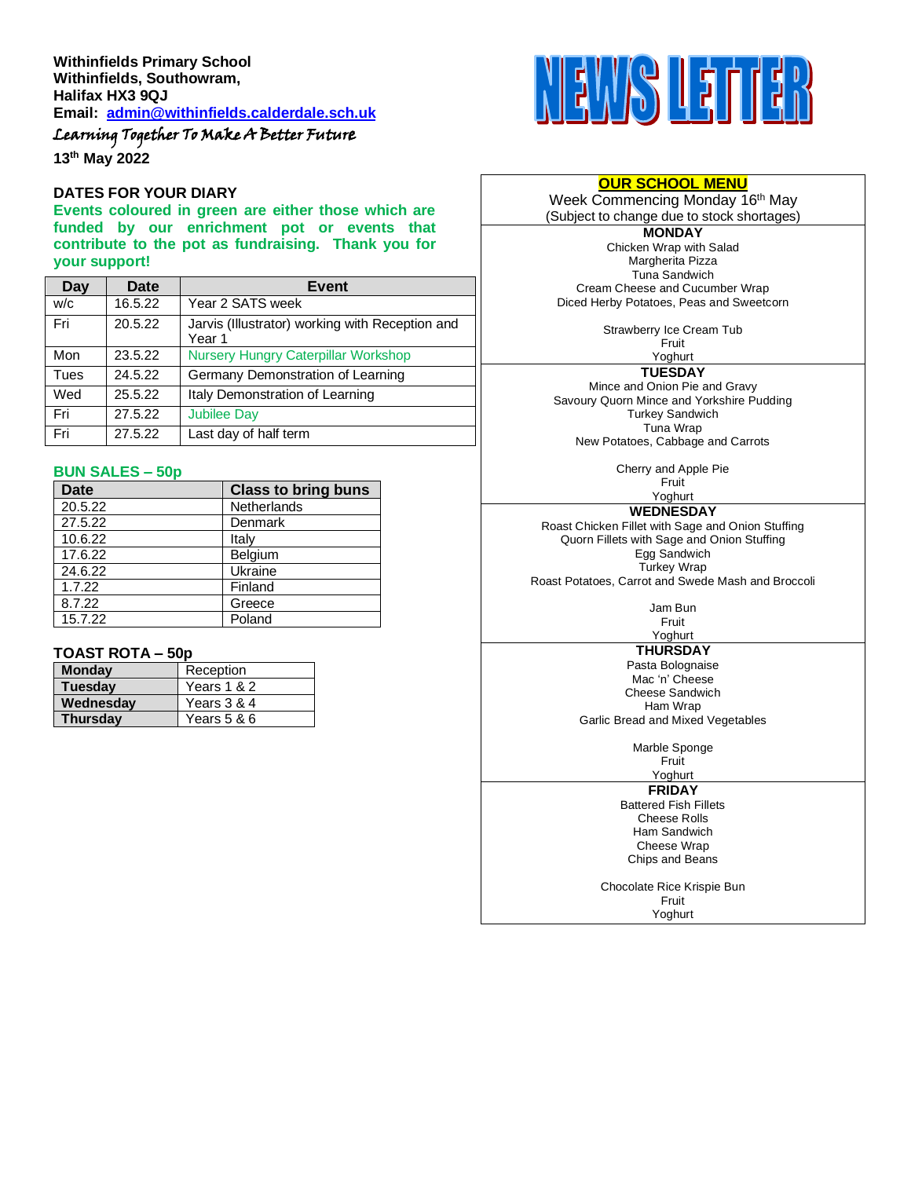**Withinfields Primary School**
**Withinfields, Southowram,**
**Halifax HX3 9QJ**
**Email: admin@withinfields.calderdale.sch.uk**

*Learning Together To Make A Better Future*

**13th May 2022**

# NEWS LETTER

## DATES FOR YOUR DIARY

**Events coloured in green are either those which are funded by our enrichment pot or events that contribute to the pot as fundraising. Thank you for your support!**

| Day | Date | Event |
|---|---|---|
| w/c | 16.5.22 | Year 2 SATS week |
| Fri | 20.5.22 | Jarvis (Illustrator) working with Reception and Year 1 |
| Mon | 23.5.22 | Nursery Hungry Caterpillar Workshop |
| Tues | 24.5.22 | Germany Demonstration of Learning |
| Wed | 25.5.22 | Italy Demonstration of Learning |
| Fri | 27.5.22 | Jubilee Day |
| Fri | 27.5.22 | Last day of half term |

## BUN SALES – 50p

| Date | Class to bring buns |
|---|---|
| 20.5.22 | Netherlands |
| 27.5.22 | Denmark |
| 10.6.22 | Italy |
| 17.6.22 | Belgium |
| 24.6.22 | Ukraine |
| 1.7.22 | Finland |
| 8.7.22 | Greece |
| 15.7.22 | Poland |

## TOAST ROTA – 50p

| | |
|---|---|
| **Monday** | Reception |
| **Tuesday** | Years 1 & 2 |
| **Wednesday** | Years 3 & 4 |
| **Thursday** | Years 5 & 6 |

## OUR SCHOOL MENU

Week Commencing Monday 16th May
(Subject to change due to stock shortages)

**MONDAY**

Chicken Wrap with Salad
Margherita Pizza
Tuna Sandwich
Cream Cheese and Cucumber Wrap
Diced Herby Potatoes, Peas and Sweetcorn

Strawberry Ice Cream Tub
Fruit
Yoghurt

**TUESDAY**

Mince and Onion Pie and Gravy
Savoury Quorn Mince and Yorkshire Pudding
Turkey Sandwich
Tuna Wrap
New Potatoes, Cabbage and Carrots

Cherry and Apple Pie
Fruit
Yoghurt

**WEDNESDAY**

Roast Chicken Fillet with Sage and Onion Stuffing
Quorn Fillets with Sage and Onion Stuffing
Egg Sandwich
Turkey Wrap
Roast Potatoes, Carrot and Swede Mash and Broccoli

Jam Bun
Fruit
Yoghurt

**THURSDAY**

Pasta Bolognaise
Mac 'n' Cheese
Cheese Sandwich
Ham Wrap
Garlic Bread and Mixed Vegetables

Marble Sponge
Fruit
Yoghurt

**FRIDAY**

Battered Fish Fillets
Cheese Rolls
Ham Sandwich
Cheese Wrap
Chips and Beans

Chocolate Rice Krispie Bun
Fruit
Yoghurt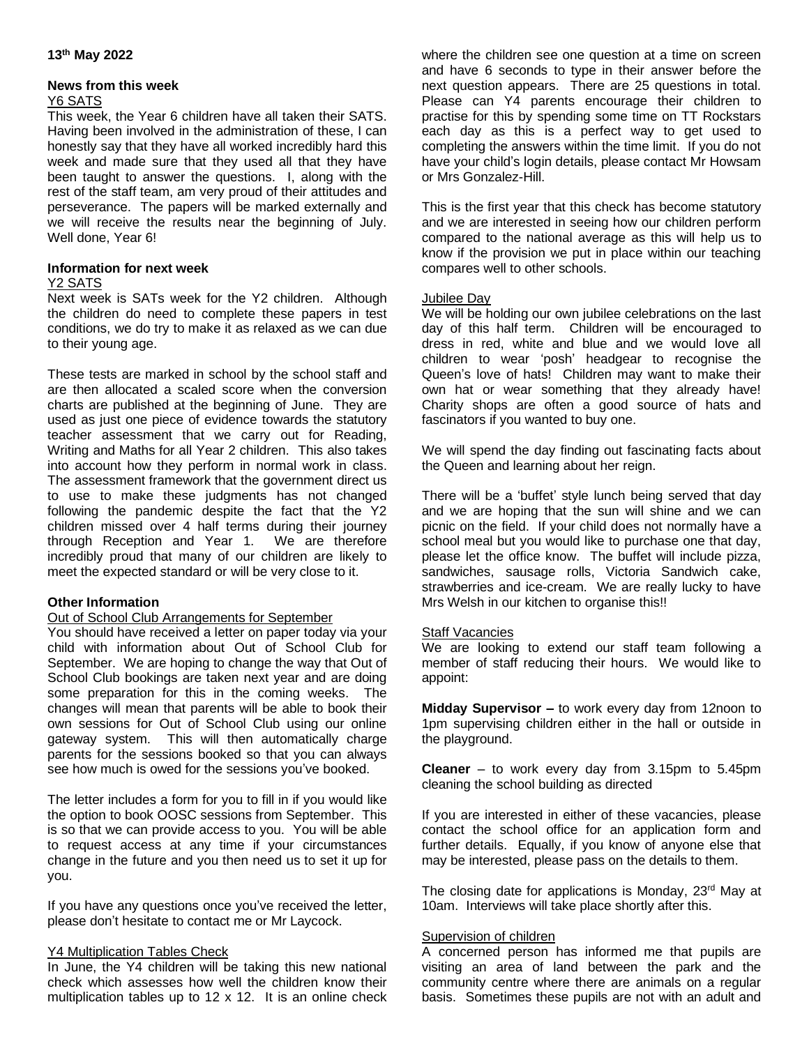**13th May 2022**

## News from this week

### Y6 SATS

This week, the Year 6 children have all taken their SATS. Having been involved in the administration of these, I can honestly say that they have all worked incredibly hard this week and made sure that they used all that they have been taught to answer the questions. I, along with the rest of the staff team, am very proud of their attitudes and perseverance. The papers will be marked externally and we will receive the results near the beginning of July. Well done, Year 6!

## Information for next week

### Y2 SATS

Next week is SATs week for the Y2 children. Although the children do need to complete these papers in test conditions, we do try to make it as relaxed as we can due to their young age.

These tests are marked in school by the school staff and are then allocated a scaled score when the conversion charts are published at the beginning of June. They are used as just one piece of evidence towards the statutory teacher assessment that we carry out for Reading, Writing and Maths for all Year 2 children. This also takes into account how they perform in normal work in class. The assessment framework that the government direct us to use to make these judgments has not changed following the pandemic despite the fact that the Y2 children missed over 4 half terms during their journey through Reception and Year 1. We are therefore incredibly proud that many of our children are likely to meet the expected standard or will be very close to it.

## Other Information

### Out of School Club Arrangements for September

You should have received a letter on paper today via your child with information about Out of School Club for September. We are hoping to change the way that Out of School Club bookings are taken next year and are doing some preparation for this in the coming weeks. The changes will mean that parents will be able to book their own sessions for Out of School Club using our online gateway system. This will then automatically charge parents for the sessions booked so that you can always see how much is owed for the sessions you've booked.

The letter includes a form for you to fill in if you would like the option to book OOSC sessions from September. This is so that we can provide access to you. You will be able to request access at any time if your circumstances change in the future and you then need us to set it up for you.

If you have any questions once you've received the letter, please don't hesitate to contact me or Mr Laycock.

### Y4 Multiplication Tables Check

In June, the Y4 children will be taking this new national check which assesses how well the children know their multiplication tables up to 12 x 12. It is an online check where the children see one question at a time on screen and have 6 seconds to type in their answer before the next question appears. There are 25 questions in total. Please can Y4 parents encourage their children to practise for this by spending some time on TT Rockstars each day as this is a perfect way to get used to completing the answers within the time limit. If you do not have your child's login details, please contact Mr Howsam or Mrs Gonzalez-Hill.

This is the first year that this check has become statutory and we are interested in seeing how our children perform compared to the national average as this will help us to know if the provision we put in place within our teaching compares well to other schools.

### Jubilee Day

We will be holding our own jubilee celebrations on the last day of this half term. Children will be encouraged to dress in red, white and blue and we would love all children to wear 'posh' headgear to recognise the Queen's love of hats! Children may want to make their own hat or wear something that they already have! Charity shops are often a good source of hats and fascinators if you wanted to buy one.

We will spend the day finding out fascinating facts about the Queen and learning about her reign.

There will be a 'buffet' style lunch being served that day and we are hoping that the sun will shine and we can picnic on the field. If your child does not normally have a school meal but you would like to purchase one that day, please let the office know. The buffet will include pizza, sandwiches, sausage rolls, Victoria Sandwich cake, strawberries and ice-cream. We are really lucky to have Mrs Welsh in our kitchen to organise this!!

### Staff Vacancies

We are looking to extend our staff team following a member of staff reducing their hours. We would like to appoint:

**Midday Supervisor –** to work every day from 12noon to 1pm supervising children either in the hall or outside in the playground.

**Cleaner** – to work every day from 3.15pm to 5.45pm cleaning the school building as directed

If you are interested in either of these vacancies, please contact the school office for an application form and further details. Equally, if you know of anyone else that may be interested, please pass on the details to them.

The closing date for applications is Monday, 23rd May at 10am. Interviews will take place shortly after this.

### Supervision of children

A concerned person has informed me that pupils are visiting an area of land between the park and the community centre where there are animals on a regular basis. Sometimes these pupils are not with an adult and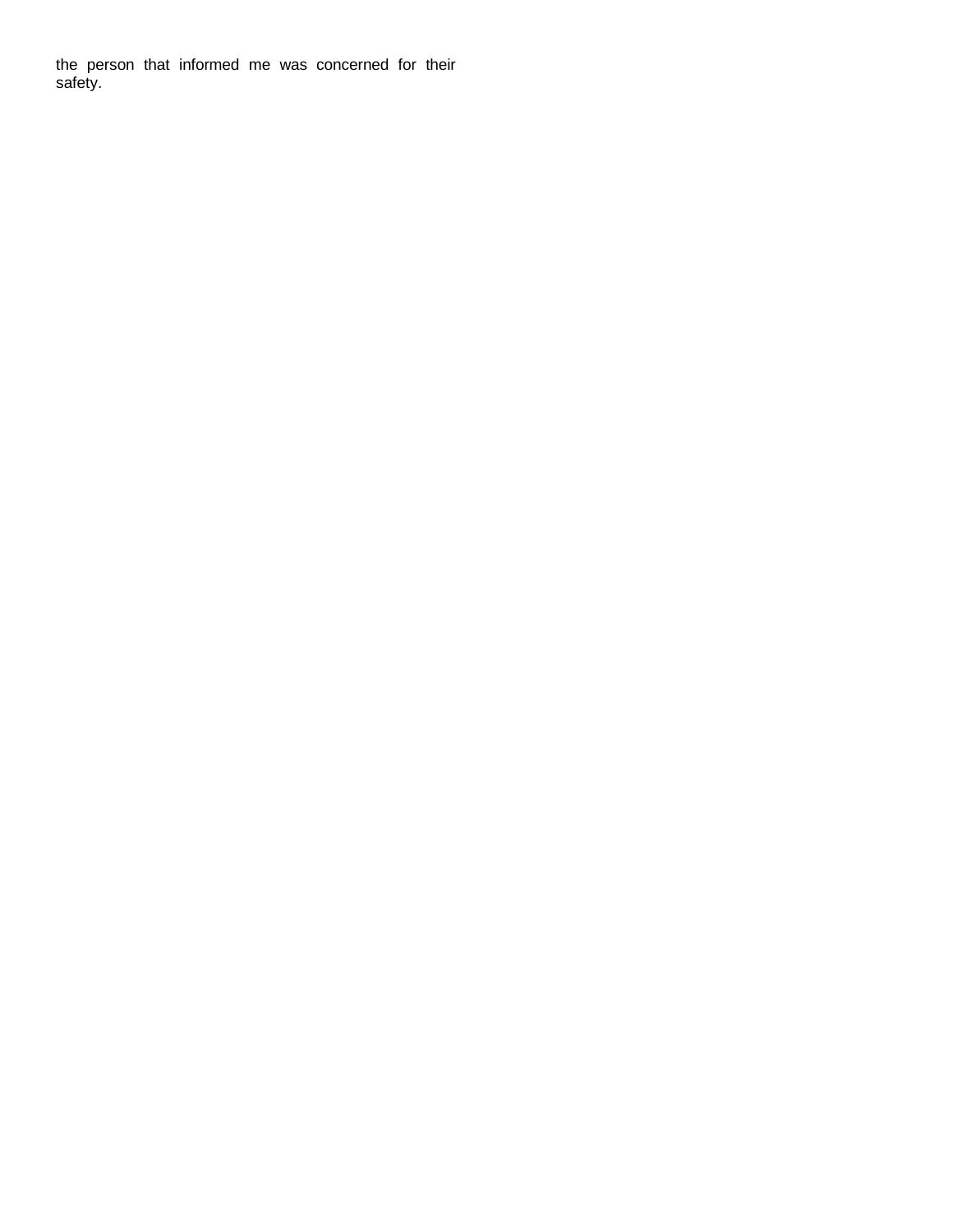the person that informed me was concerned for their safety.